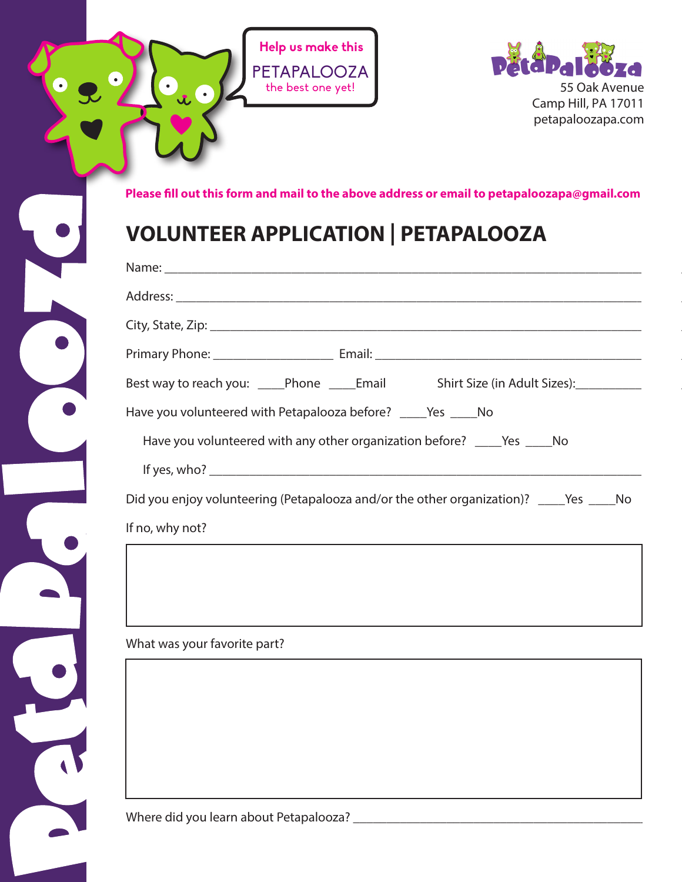Help us make this PETAPALOOZA the best one yet!

PetaPalooza
55 Oak Avenue
Camp Hill, PA 17011
petapaloozapa.com

**Please fill out this form and mail to the above address or email to petapaloozapa@gmail.com**

# VOLUNTEER APPLICATION | PETAPALOOZA

Name: ___________________________________________________________________________

Address: _________________________________________________________________________

City, State, Zip: ___________________________________________________________________

Primary Phone: __________________ Email: ________________________________________

Best way to reach you: ____Phone ____Email Shirt Size (in Adult Sizes):__________

Have you volunteered with Petapalooza before? ____Yes ____No

Have you volunteered with any other organization before? ____Yes ____No

If yes, who? _______________________________________________________________

Did you enjoy volunteering (Petapalooza and/or the other organization)? ____Yes ____No

If no, why not?

What was your favorite part?

Where did you learn about Petapalooza? ___________________________________________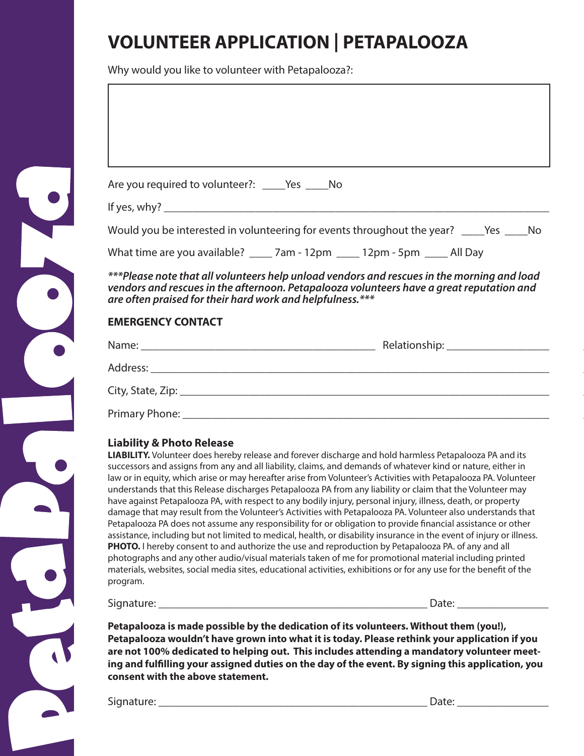# VOLUNTEER APPLICATION | PETAPALOOZA

Why would you like to volunteer with Petapalooza?:

Are you required to volunteer?: ____Yes ____No

If yes, why? ______________________________________________________________________

Would you be interested in volunteering for events throughout the year? ____Yes ____No

What time are you available? ____ 7am - 12pm ____ 12pm - 5pm ____ All Day

***Please note that all volunteers help unload vendors and rescues in the morning and load vendors and rescues in the afternoon. Petapalooza volunteers have a great reputation and are often praised for their hard work and helpfulness.***

**EMERGENCY CONTACT**

Name: __________________________________________ Relationship: __________________

Address: _______________________________________________________________________

City, State, Zip: _________________________________________________________________

Primary Phone: __________________________________________________________________

**Liability & Photo Release**

**LIABILITY.** Volunteer does hereby release and forever discharge and hold harmless Petapalooza PA and its successors and assigns from any and all liability, claims, and demands of whatever kind or nature, either in law or in equity, which arise or may hereafter arise from Volunteer's Activities with Petapalooza PA. Volunteer understands that this Release discharges Petapalooza PA from any liability or claim that the Volunteer may have against Petapalooza PA, with respect to any bodily injury, personal injury, illness, death, or property damage that may result from the Volunteer's Activities with Petapalooza PA. Volunteer also understands that Petapalooza PA does not assume any responsibility for or obligation to provide financial assistance or other assistance, including but not limited to medical, health, or disability insurance in the event of injury or illness. **PHOTO.** I hereby consent to and authorize the use and reproduction by Petapalooza PA. of any and all photographs and any other audio/visual materials taken of me for promotional material including printed materials, websites, social media sites, educational activities, exhibitions or for any use for the benefit of the program.

Signature: __________________________________________________ Date: ________________

**Petapalooza is made possible by the dedication of its volunteers. Without them (you!), Petapalooza wouldn't have grown into what it is today. Please rethink your application if you are not 100% dedicated to helping out. This includes attending a mandatory volunteer meeting and fulfilling your assigned duties on the day of the event. By signing this application, you consent with the above statement.**

Signature: __________________________________________________ Date: ________________